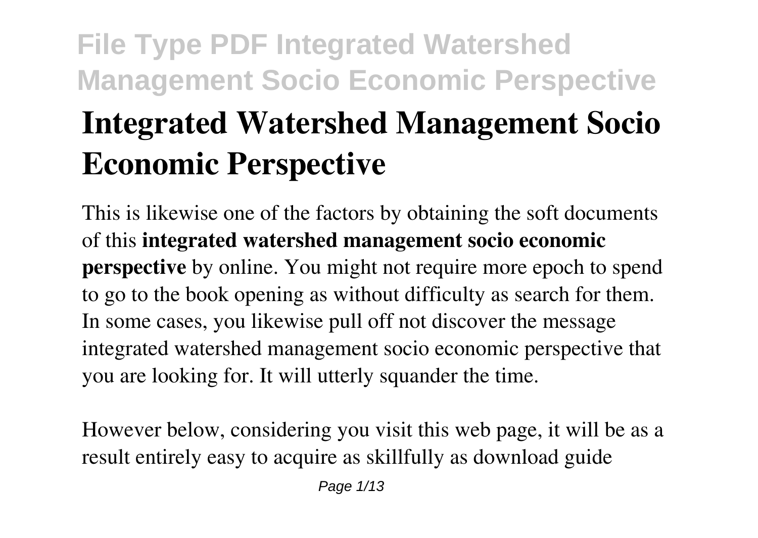# Integrated Watershed Management Socio Economic Perspective

This is likewise one of the factors by obtaining the soft documents of this **integrated watershed management socio economic perspective** by online. You might not require more epoch to spend to go to the book opening as without difficulty as search for them. In some cases, you likewise pull off not discover the message integrated watershed management socio economic perspective that you are looking for. It will utterly squander the time.

However below, considering you visit this web page, it will be as a result entirely easy to acquire as skillfully as download guide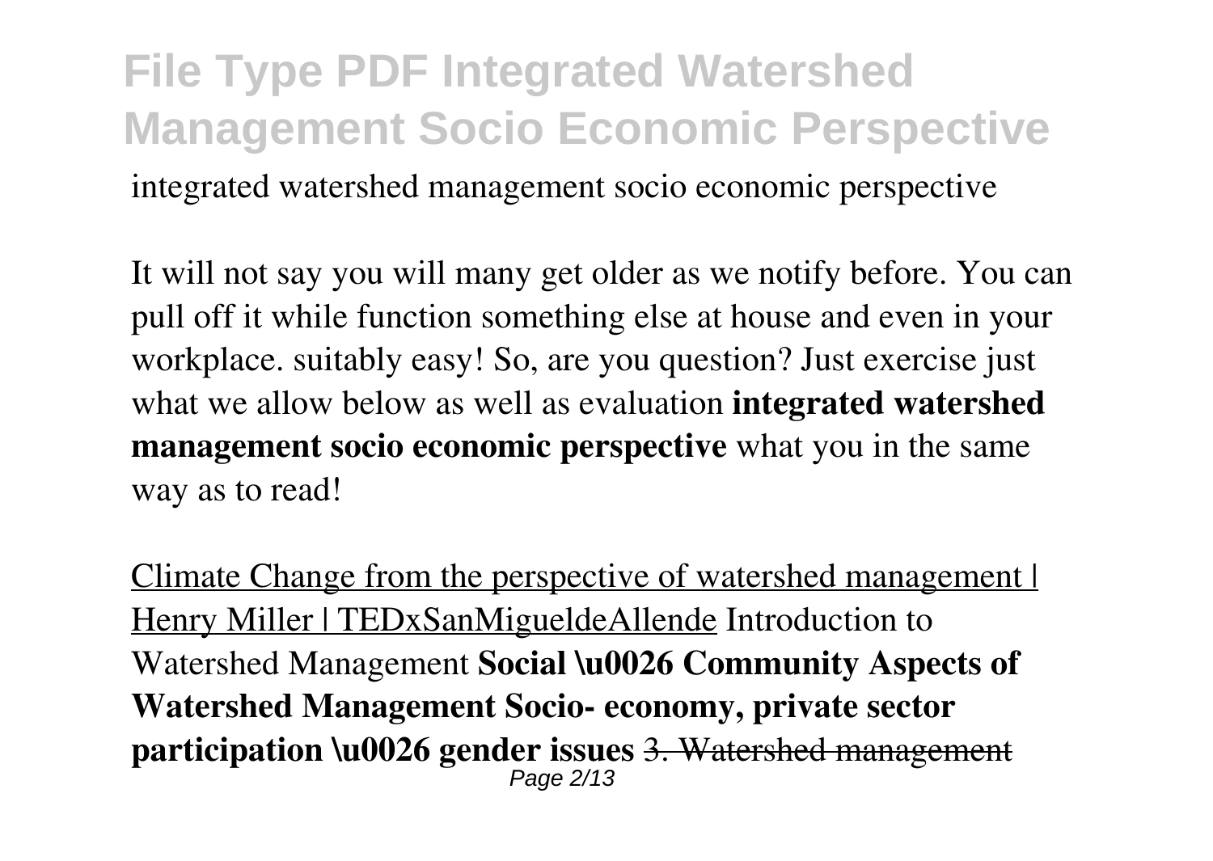integrated watershed management socio economic perspective

It will not say you will many get older as we notify before. You can pull off it while function something else at house and even in your workplace. suitably easy! So, are you question? Just exercise just what we allow below as well as evaluation **integrated watershed management socio economic perspective** what you in the same way as to read!

Climate Change from the perspective of watershed management | Henry Miller | TEDxSanMigueldeAllende Introduction to Watershed Management **Social \u0026 Community Aspects of Watershed Management Socio- economy, private sector participation \u0026 gender issues** ~~3. Watershed management~~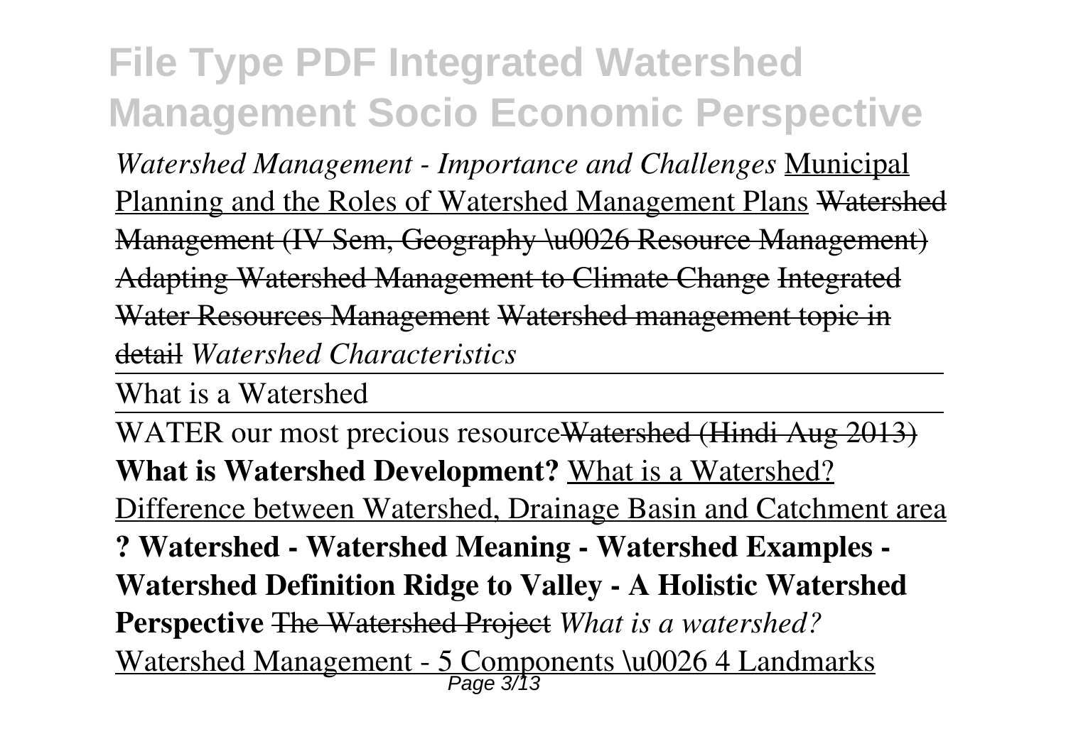*Watershed Management - Importance and Challenges* Municipal Planning and the Roles of Watershed Management Plans ~~Watershed Management (IV Sem, Geography \u0026 Resource Management)~~ ~~Adapting Watershed Management to Climate Change~~ ~~Integrated Water Resources Management~~ ~~Watershed management topic in detail~~ *Watershed Characteristics*

What is a Watershed

WATER our most precious resource~~Watershed (Hindi Aug 2013)~~ **What is Watershed Development?** What is a Watershed? Difference between Watershed, Drainage Basin and Catchment area **? Watershed - Watershed Meaning - Watershed Examples - Watershed Definition Ridge to Valley - A Holistic Watershed Perspective** ~~The Watershed Project~~ *What is a watershed?* Watershed Management - 5 Components \u0026 4 Landmarks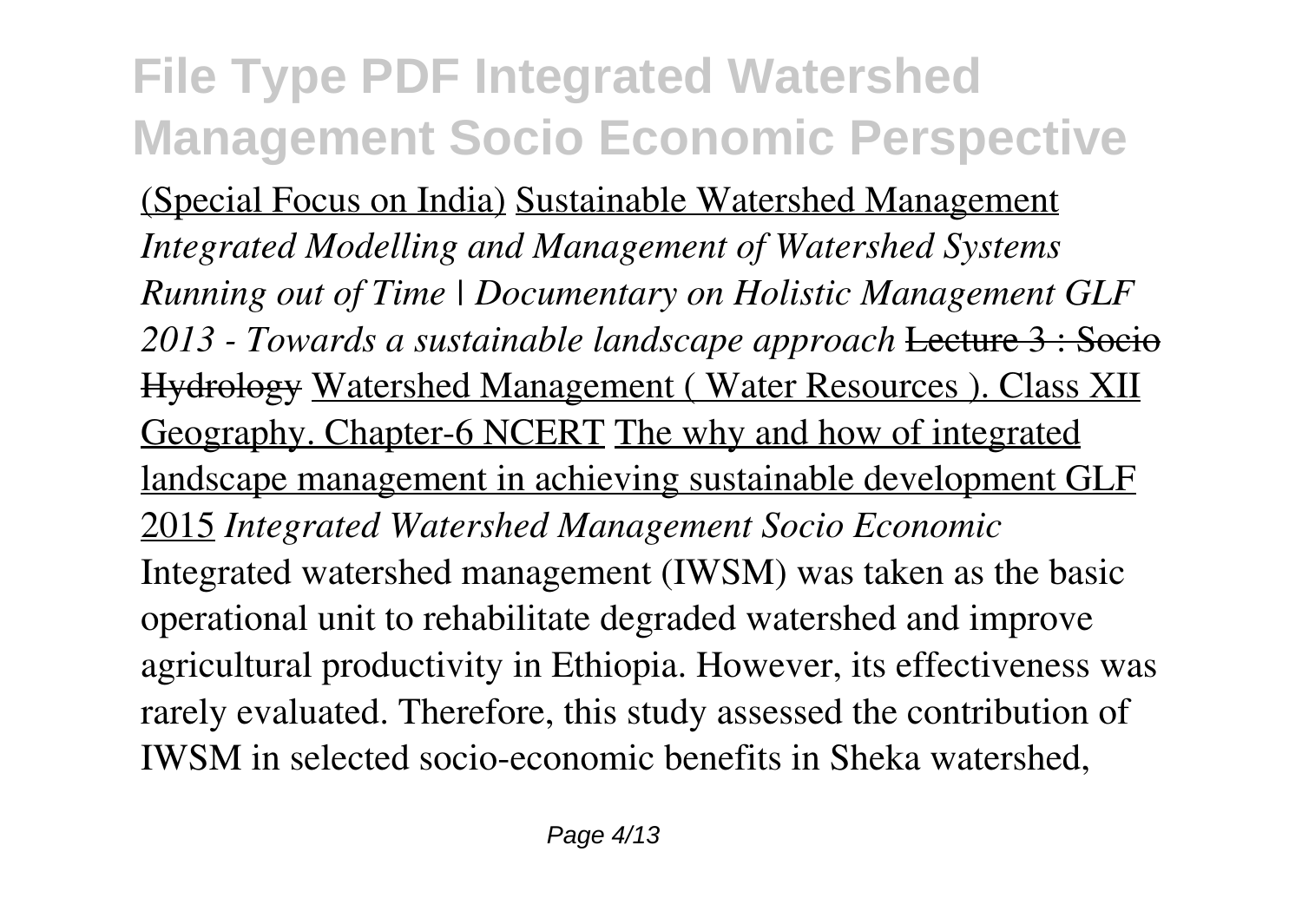(Special Focus on India) Sustainable Watershed Management *Integrated Modelling and Management of Watershed Systems Running out of Time | Documentary on Holistic Management GLF 2013 - Towards a sustainable landscape approach* ~~Lecture 3 : Socio Hydrology~~ Watershed Management ( Water Resources ). Class XII Geography. Chapter-6 NCERT The why and how of integrated landscape management in achieving sustainable development GLF 2015 *Integrated Watershed Management Socio Economic*

Integrated watershed management (IWSM) was taken as the basic operational unit to rehabilitate degraded watershed and improve agricultural productivity in Ethiopia. However, its effectiveness was rarely evaluated. Therefore, this study assessed the contribution of IWSM in selected socio-economic benefits in Sheka watershed,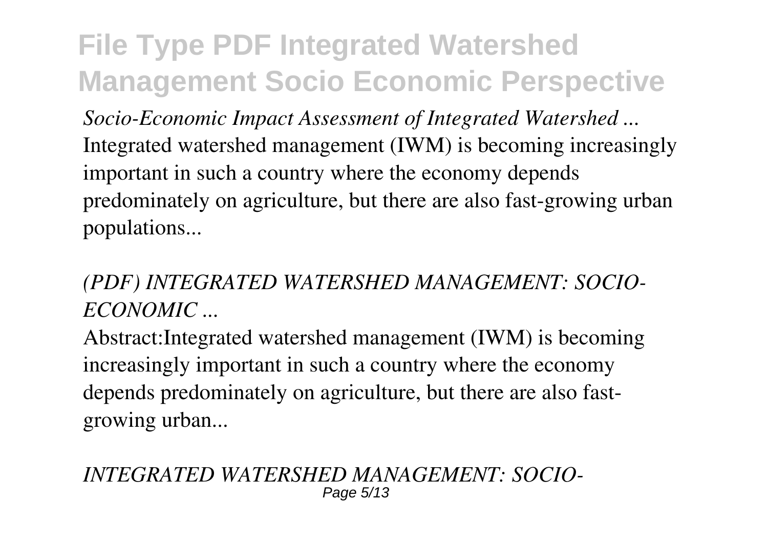*Socio-Economic Impact Assessment of Integrated Watershed ...*
Integrated watershed management (IWM) is becoming increasingly important in such a country where the economy depends predominately on agriculture, but there are also fast-growing urban populations...

*(PDF) INTEGRATED WATERSHED MANAGEMENT: SOCIO-ECONOMIC ...*

Abstract:Integrated watershed management (IWM) is becoming increasingly important in such a country where the economy depends predominately on agriculture, but there are also fast-growing urban...

*INTEGRATED WATERSHED MANAGEMENT: SOCIO-*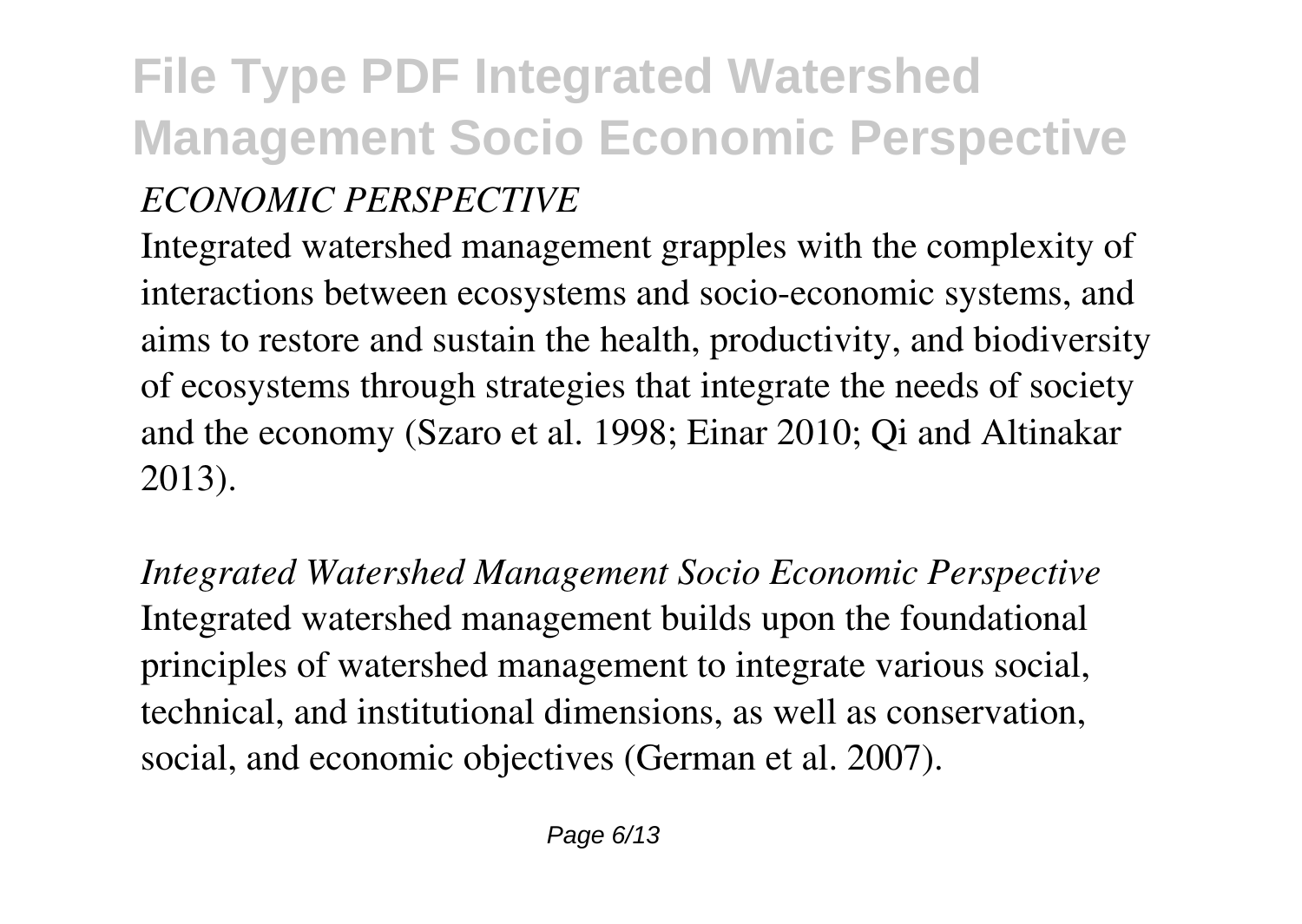*ECONOMIC PERSPECTIVE*

Integrated watershed management grapples with the complexity of interactions between ecosystems and socio-economic systems, and aims to restore and sustain the health, productivity, and biodiversity of ecosystems through strategies that integrate the needs of society and the economy (Szaro et al. 1998; Einar 2010; Qi and Altinakar 2013).

*Integrated Watershed Management Socio Economic Perspective*

Integrated watershed management builds upon the foundational principles of watershed management to integrate various social, technical, and institutional dimensions, as well as conservation, social, and economic objectives (German et al. 2007).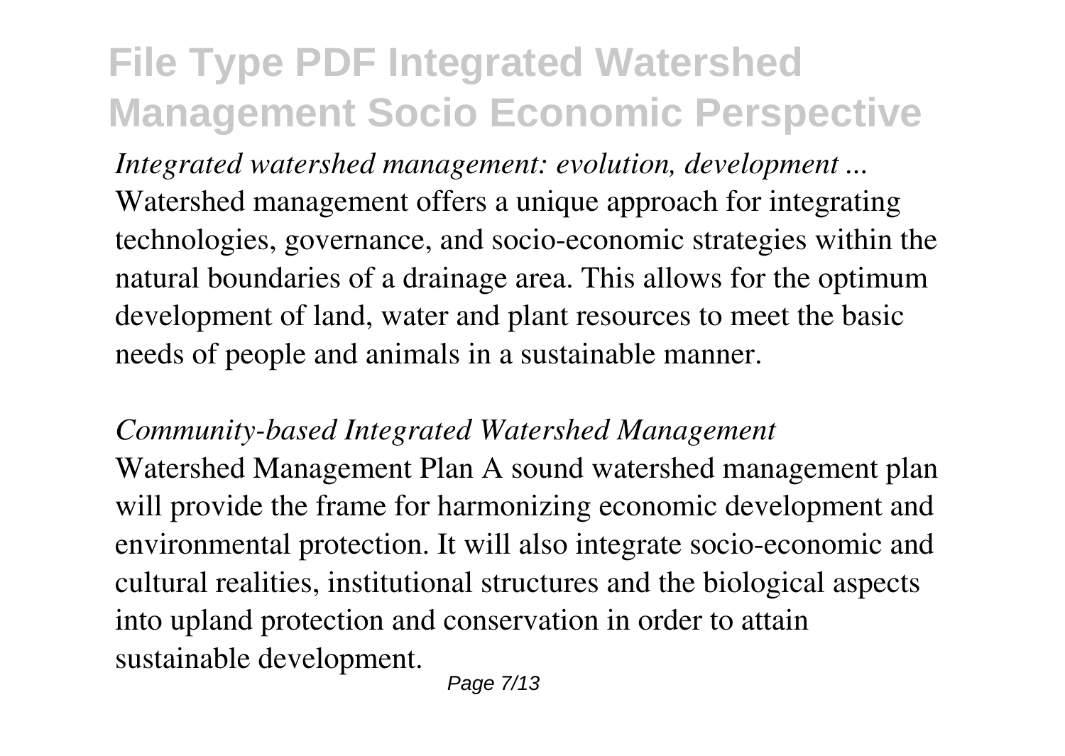*Integrated watershed management: evolution, development ...*

Watershed management offers a unique approach for integrating technologies, governance, and socio-economic strategies within the natural boundaries of a drainage area. This allows for the optimum development of land, water and plant resources to meet the basic needs of people and animals in a sustainable manner.

*Community-based Integrated Watershed Management*

Watershed Management Plan A sound watershed management plan will provide the frame for harmonizing economic development and environmental protection. It will also integrate socio-economic and cultural realities, institutional structures and the biological aspects into upland protection and conservation in order to attain sustainable development.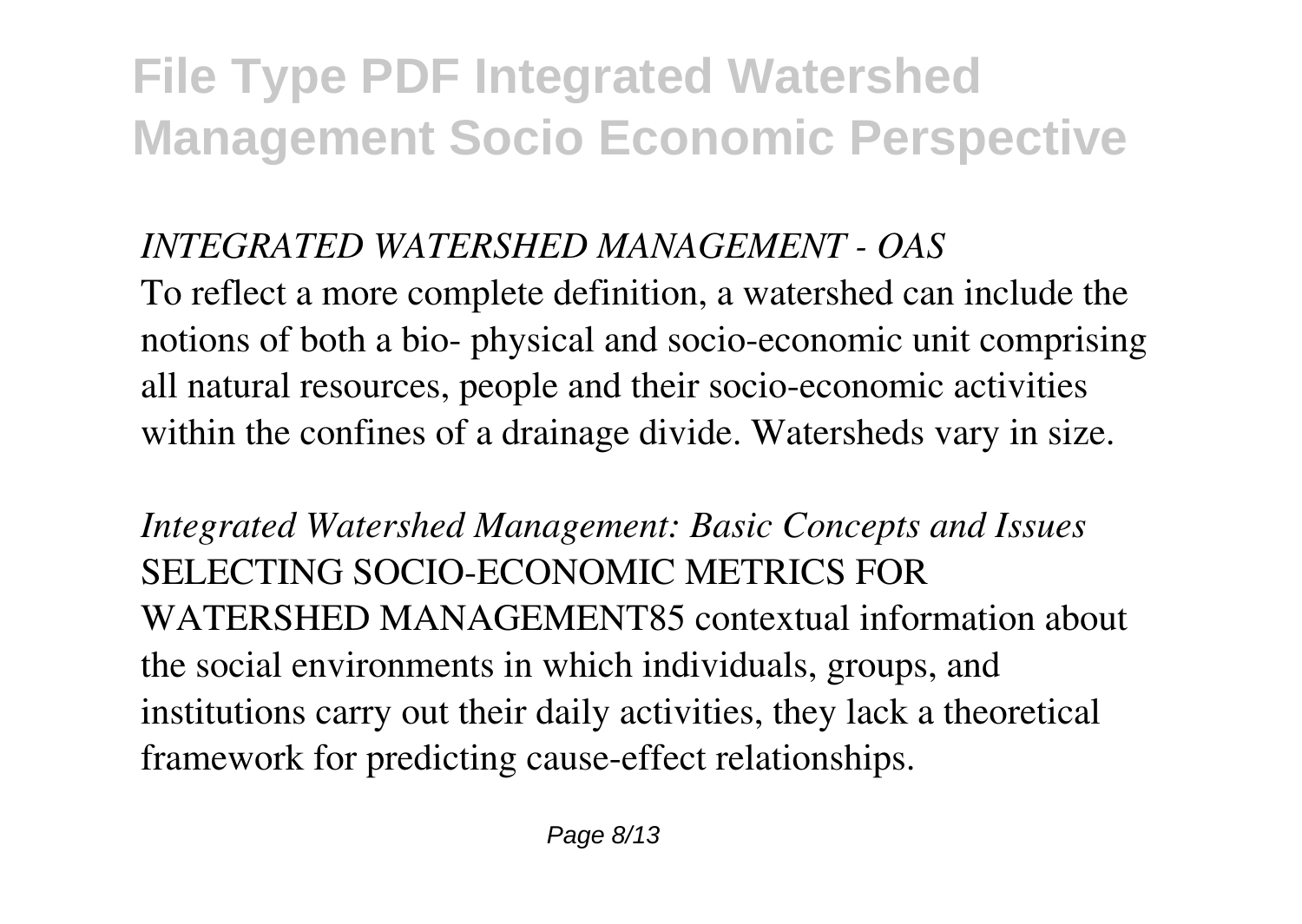*INTEGRATED WATERSHED MANAGEMENT - OAS*

To reflect a more complete definition, a watershed can include the notions of both a bio- physical and socio-economic unit comprising all natural resources, people and their socio-economic activities within the confines of a drainage divide. Watersheds vary in size.

*Integrated Watershed Management: Basic Concepts and Issues*

SELECTING SOCIO-ECONOMIC METRICS FOR WATERSHED MANAGEMENT85 contextual information about the social environments in which individuals, groups, and institutions carry out their daily activities, they lack a theoretical framework for predicting cause-effect relationships.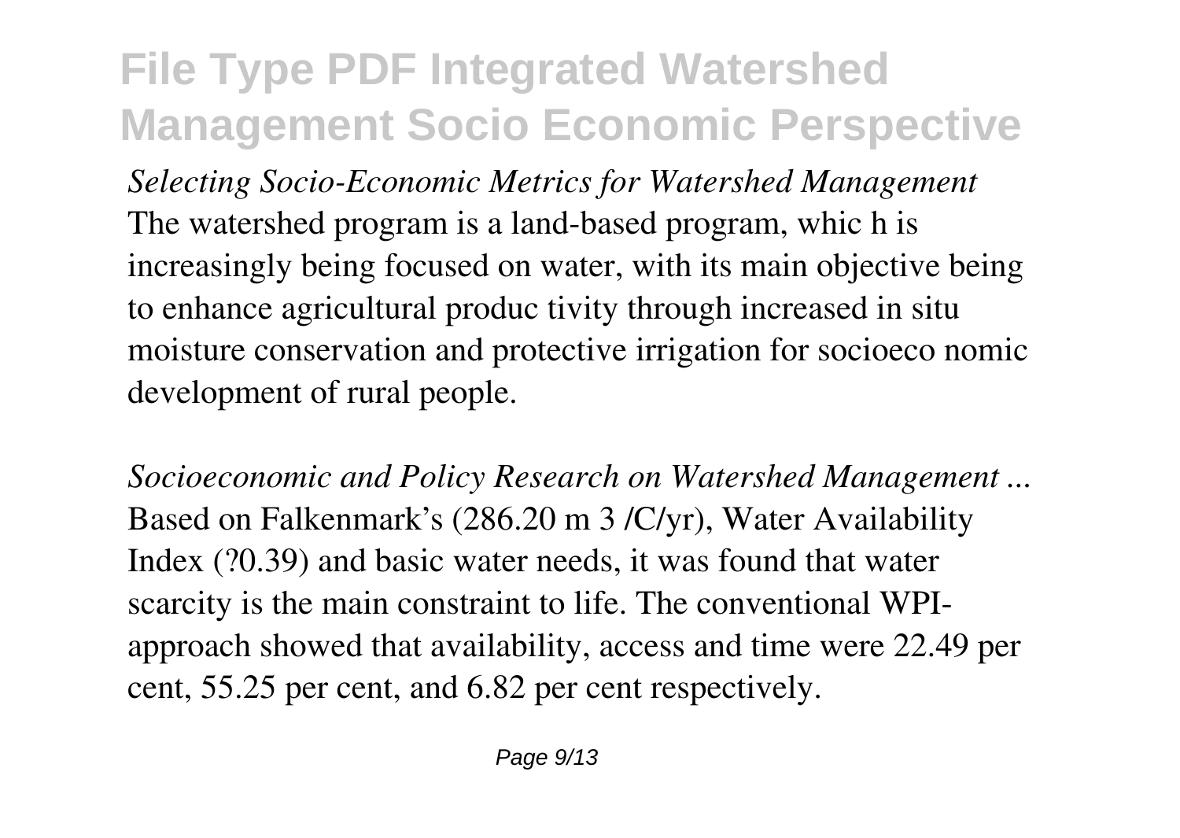*Selecting Socio-Economic Metrics for Watershed Management*

The watershed program is a land-based program, whic h is increasingly being focused on water, with its main objective being to enhance agricultural produc tivity through increased in situ moisture conservation and protective irrigation for socioeco nomic development of rural people.

*Socioeconomic and Policy Research on Watershed Management ...*

Based on Falkenmark's (286.20 m 3 /C/yr), Water Availability Index (?0.39) and basic water needs, it was found that water scarcity is the main constraint to life. The conventional WPI-approach showed that availability, access and time were 22.49 per cent, 55.25 per cent, and 6.82 per cent respectively.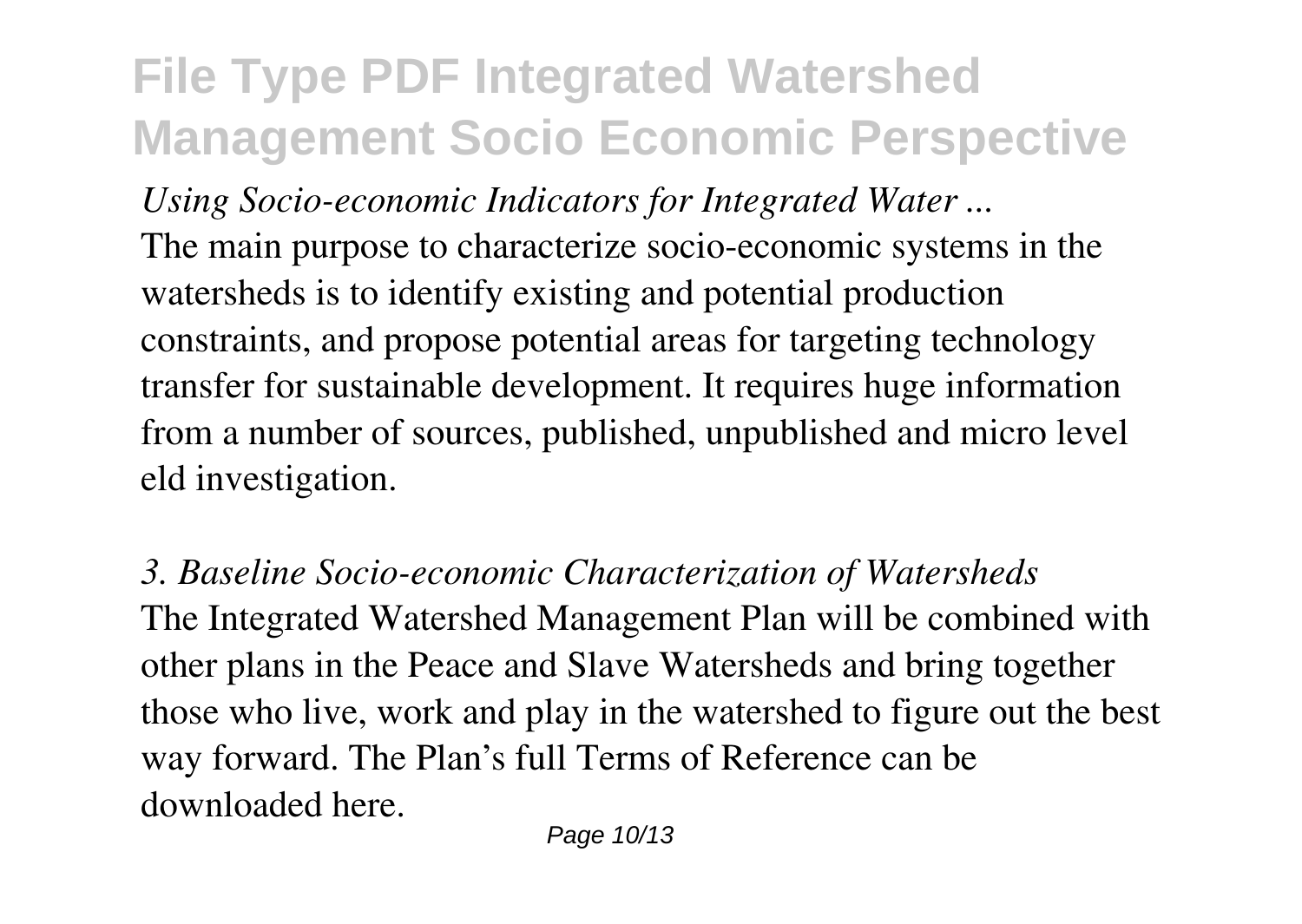*Using Socio-economic Indicators for Integrated Water ...*

The main purpose to characterize socio-economic systems in the watersheds is to identify existing and potential production constraints, and propose potential areas for targeting technology transfer for sustainable development. It requires huge information from a number of sources, published, unpublished and micro level eld investigation.

*3. Baseline Socio-economic Characterization of Watersheds*

The Integrated Watershed Management Plan will be combined with other plans in the Peace and Slave Watersheds and bring together those who live, work and play in the watershed to figure out the best way forward. The Plan's full Terms of Reference can be downloaded here.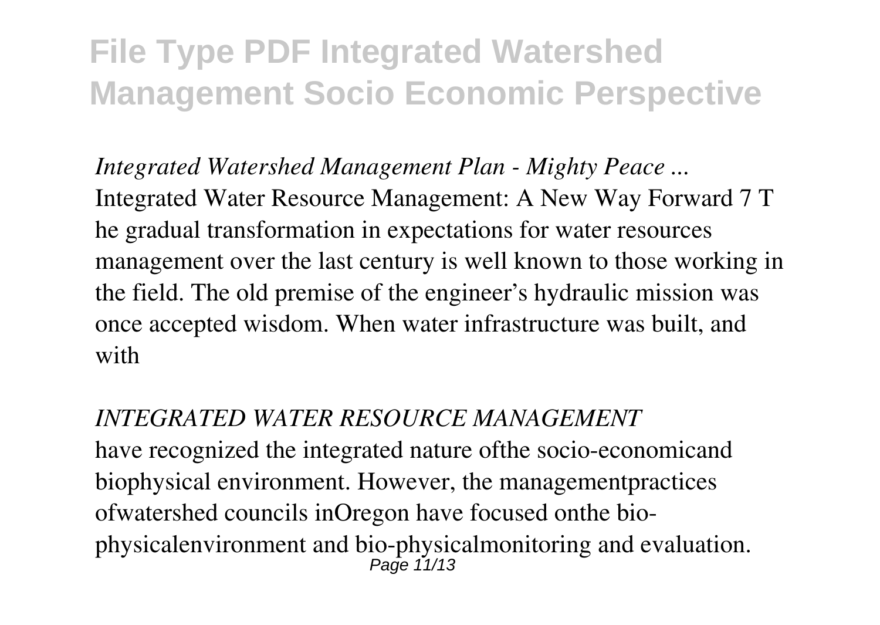*Integrated Watershed Management Plan - Mighty Peace ...*

Integrated Water Resource Management: A New Way Forward 7 T he gradual transformation in expectations for water resources management over the last century is well known to those working in the field. The old premise of the engineer's hydraulic mission was once accepted wisdom. When water infrastructure was built, and with

*INTEGRATED WATER RESOURCE MANAGEMENT*

have recognized the integrated nature ofthe socio-economicand biophysical environment. However, the managementpractices ofwatershed councils inOregon have focused onthe bio-physicalenvironment and bio-physicalmonitoring and evaluation.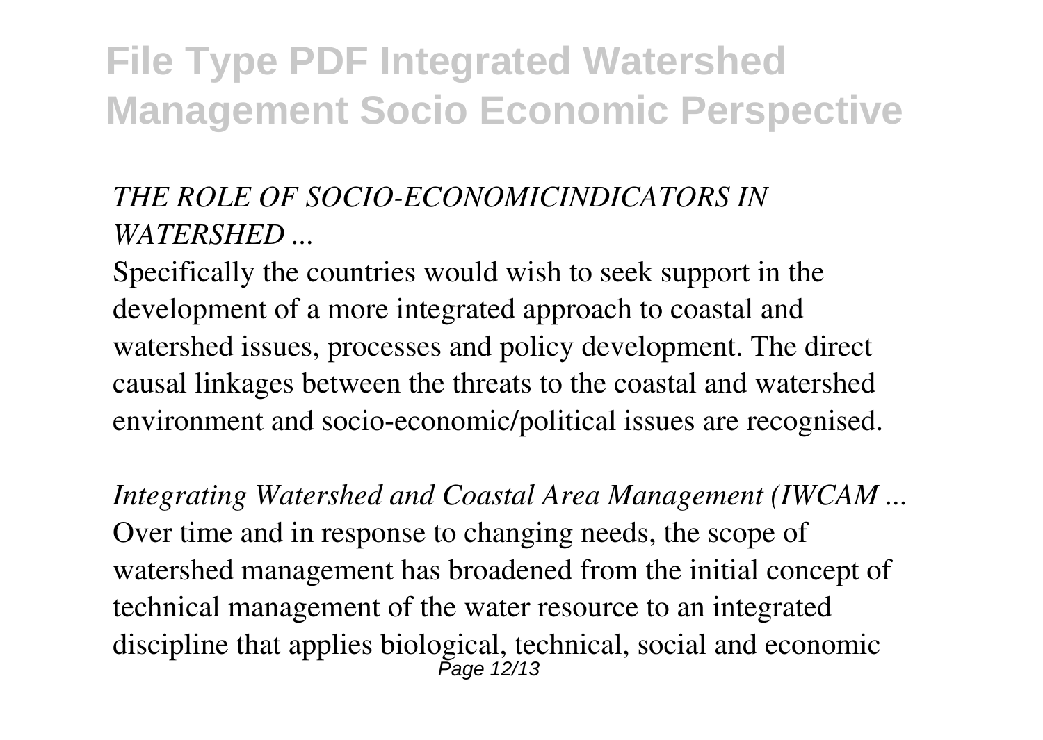*THE ROLE OF SOCIO-ECONOMICINDICATORS IN WATERSHED ...*

Specifically the countries would wish to seek support in the development of a more integrated approach to coastal and watershed issues, processes and policy development. The direct causal linkages between the threats to the coastal and watershed environment and socio-economic/political issues are recognised.

*Integrating Watershed and Coastal Area Management (IWCAM ...*

Over time and in response to changing needs, the scope of watershed management has broadened from the initial concept of technical management of the water resource to an integrated discipline that applies biological, technical, social and economic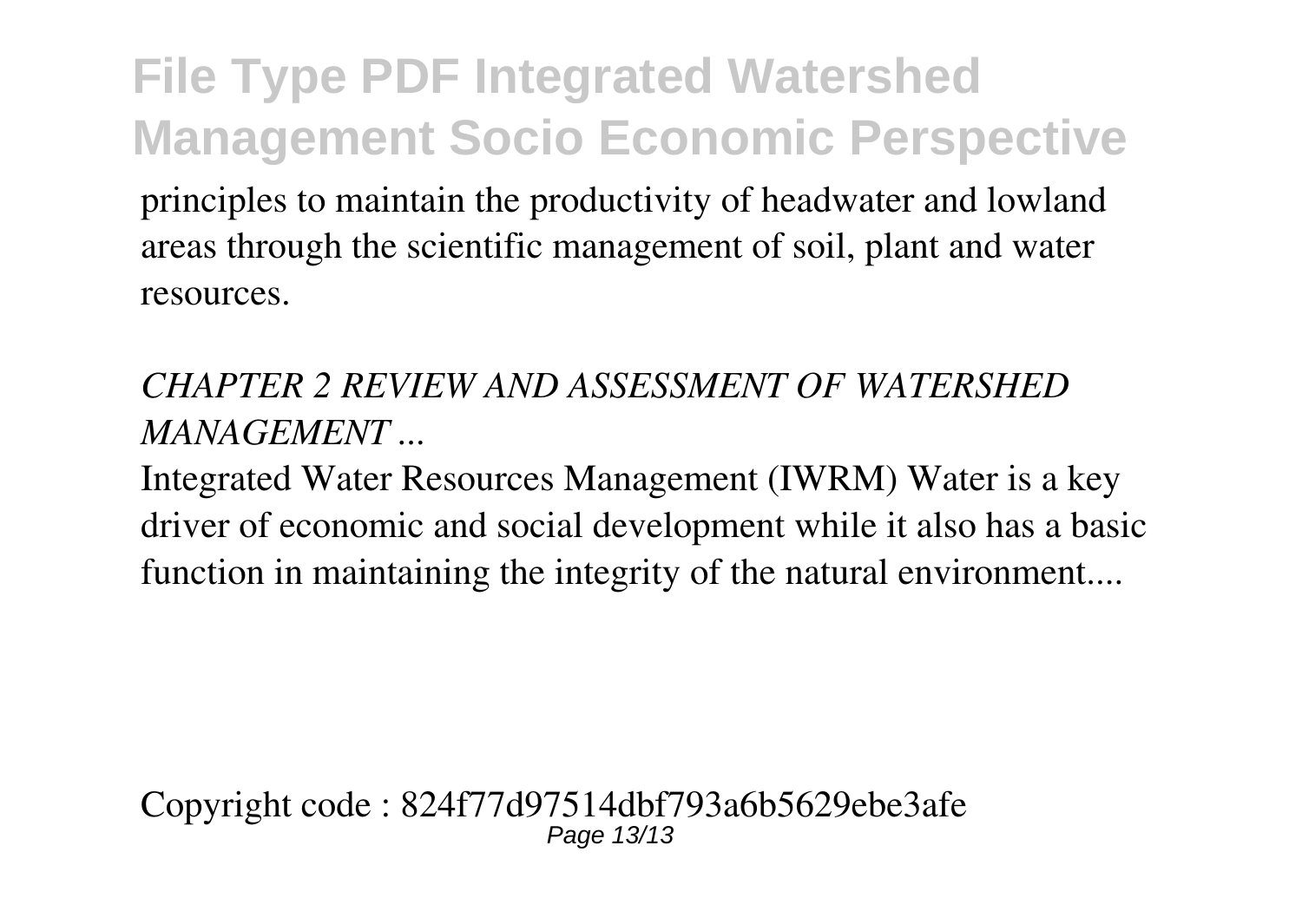principles to maintain the productivity of headwater and lowland areas through the scientific management of soil, plant and water resources.

*CHAPTER 2 REVIEW AND ASSESSMENT OF WATERSHED MANAGEMENT ...*

Integrated Water Resources Management (IWRM) Water is a key driver of economic and social development while it also has a basic function in maintaining the integrity of the natural environment....

Copyright code : 824f77d97514dbf793a6b5629ebe3afe